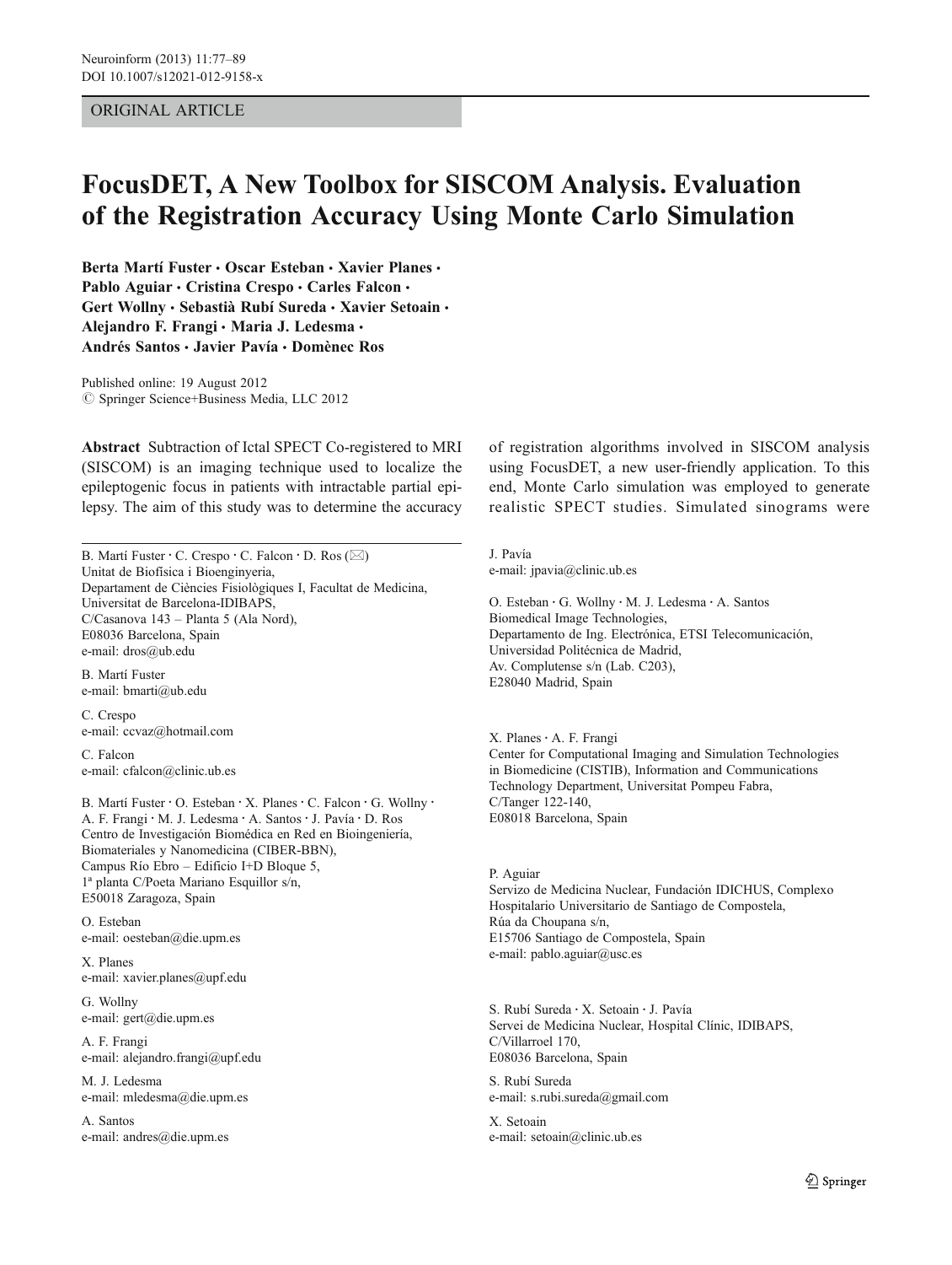ORIGINAL ARTICLE

# FocusDET, A New Toolbox for SISCOM Analysis. Evaluation of the Registration Accuracy Using Monte Carlo Simulation

**Berta Martí Fuster · Oscar Esteban · Xavier Planes · Pablo Aguiar · Cristina Crespo · Carles Falcon · Gert Wollny · Sebastià Rubí Sureda · Xavier Setoain · Alejandro F. Frangi · Maria J. Ledesma · Andrés Santos · Javier Pavía · Domènec Ros**

Published online: 19 August 2012
© Springer Science+Business Media, LLC 2012

**Abstract** Subtraction of Ictal SPECT Co-registered to MRI (SISCOM) is an imaging technique used to localize the epileptogenic focus in patients with intractable partial epilepsy. The aim of this study was to determine the accuracy of registration algorithms involved in SISCOM analysis using FocusDET, a new user-friendly application. To this end, Monte Carlo simulation was employed to generate realistic SPECT studies. Simulated sinograms were

---

B. Martí Fuster · C. Crespo · C. Falcon · D. Ros (✉)
Unitat de Biofísica i Bioenginyeria,
Departament de Ciències Fisiològiques I, Facultat de Medicina,
Universitat de Barcelona-IDIBAPS,
C/Casanova 143 – Planta 5 (Ala Nord),
E08036 Barcelona, Spain
e-mail: dros@ub.edu

B. Martí Fuster
e-mail: bmarti@ub.edu

C. Crespo
e-mail: ccvaz@hotmail.com

C. Falcon
e-mail: cfalcon@clinic.ub.es

B. Martí Fuster · O. Esteban · X. Planes · C. Falcon · G. Wollny · A. F. Frangi · M. J. Ledesma · A. Santos · J. Pavía · D. Ros
Centro de Investigación Biomédica en Red en Bioingeniería, Biomateriales y Nanomedicina (CIBER-BBN),
Campus Río Ebro – Edificio I+D Bloque 5,
1ª planta C/Poeta Mariano Esquillor s/n,
E50018 Zaragoza, Spain

O. Esteban
e-mail: oesteban@die.upm.es

X. Planes
e-mail: xavier.planes@upf.edu

G. Wollny
e-mail: gert@die.upm.es

A. F. Frangi
e-mail: alejandro.frangi@upf.edu

M. J. Ledesma
e-mail: mledesma@die.upm.es

A. Santos
e-mail: andres@die.upm.es

J. Pavía
e-mail: jpavia@clinic.ub.es

O. Esteban · G. Wollny · M. J. Ledesma · A. Santos
Biomedical Image Technologies,
Departamento de Ing. Electrónica, ETSI Telecomunicación,
Universidad Politécnica de Madrid,
Av. Complutense s/n (Lab. C203),
E28040 Madrid, Spain

X. Planes · A. F. Frangi
Center for Computational Imaging and Simulation Technologies in Biomedicine (CISTIB), Information and Communications Technology Department, Universitat Pompeu Fabra,
C/Tanger 122-140,
E08018 Barcelona, Spain

P. Aguiar
Servizo de Medicina Nuclear, Fundación IDICHUS, Complexo Hospitalario Universitario de Santiago de Compostela,
Rúa da Choupana s/n,
E15706 Santiago de Compostela, Spain
e-mail: pablo.aguiar@usc.es

S. Rubí Sureda · X. Setoain · J. Pavía
Servei de Medicina Nuclear, Hospital Clínic, IDIBAPS,
C/Villarroel 170,
E08036 Barcelona, Spain

S. Rubí Sureda
e-mail: s.rubi.sureda@gmail.com

X. Setoain
e-mail: setoain@clinic.ub.es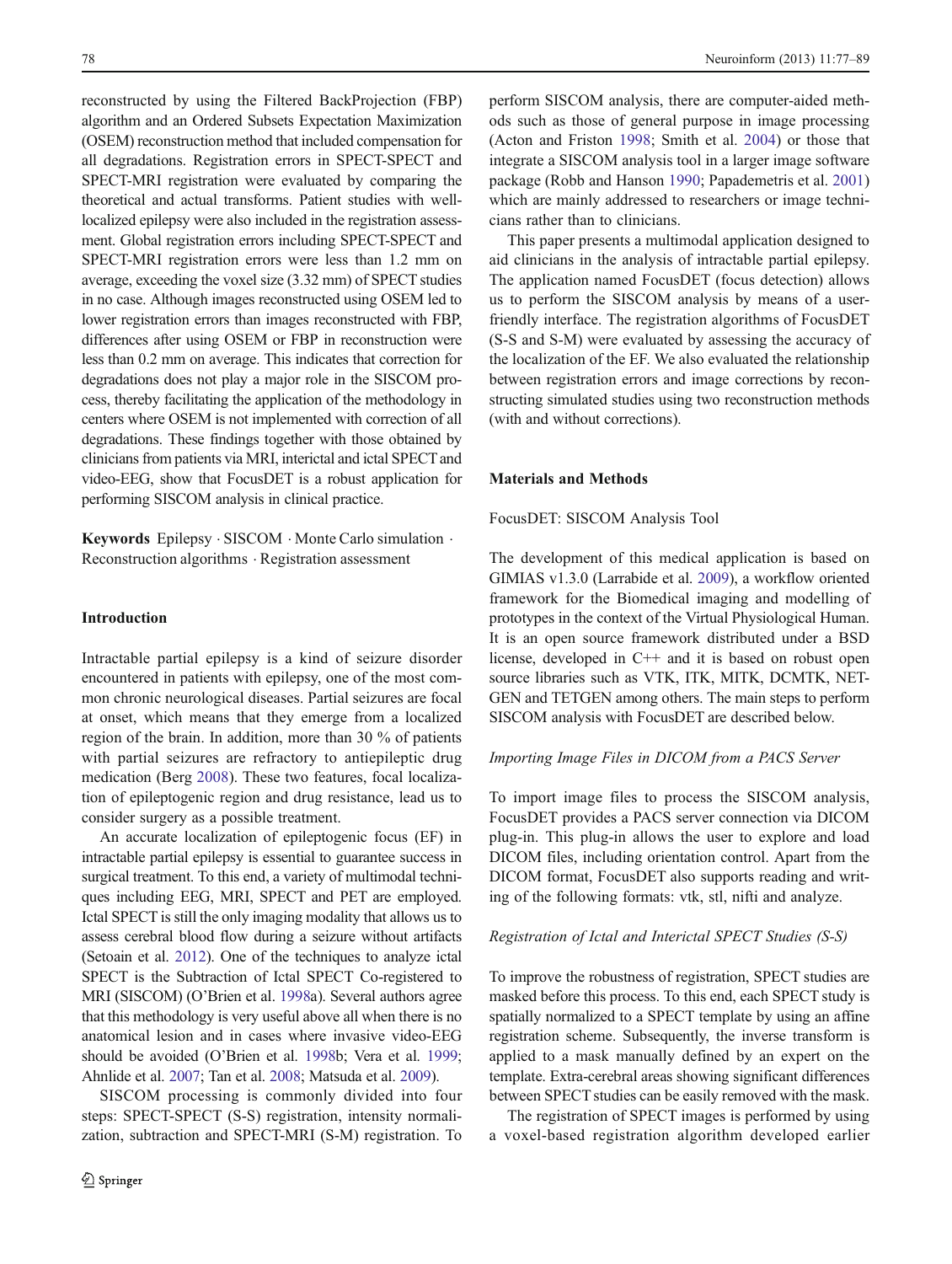reconstructed by using the Filtered BackProjection (FBP) algorithm and an Ordered Subsets Expectation Maximization (OSEM) reconstruction method that included compensation for all degradations. Registration errors in SPECT-SPECT and SPECT-MRI registration were evaluated by comparing the theoretical and actual transforms. Patient studies with well-localized epilepsy were also included in the registration assessment. Global registration errors including SPECT-SPECT and SPECT-MRI registration errors were less than 1.2 mm on average, exceeding the voxel size (3.32 mm) of SPECT studies in no case. Although images reconstructed using OSEM led to lower registration errors than images reconstructed with FBP, differences after using OSEM or FBP in reconstruction were less than 0.2 mm on average. This indicates that correction for degradations does not play a major role in the SISCOM process, thereby facilitating the application of the methodology in centers where OSEM is not implemented with correction of all degradations. These findings together with those obtained by clinicians from patients via MRI, interictal and ictal SPECT and video-EEG, show that FocusDET is a robust application for performing SISCOM analysis in clinical practice.

**Keywords** Epilepsy · SISCOM · Monte Carlo simulation · Reconstruction algorithms · Registration assessment

## Introduction

Intractable partial epilepsy is a kind of seizure disorder encountered in patients with epilepsy, one of the most common chronic neurological diseases. Partial seizures are focal at onset, which means that they emerge from a localized region of the brain. In addition, more than 30 % of patients with partial seizures are refractory to antiepileptic drug medication (Berg 2008). These two features, focal localization of epileptogenic region and drug resistance, lead us to consider surgery as a possible treatment.

An accurate localization of epileptogenic focus (EF) in intractable partial epilepsy is essential to guarantee success in surgical treatment. To this end, a variety of multimodal techniques including EEG, MRI, SPECT and PET are employed. Ictal SPECT is still the only imaging modality that allows us to assess cerebral blood flow during a seizure without artifacts (Setoain et al. 2012). One of the techniques to analyze ictal SPECT is the Subtraction of Ictal SPECT Co-registered to MRI (SISCOM) (O'Brien et al. 1998a). Several authors agree that this methodology is very useful above all when there is no anatomical lesion and in cases where invasive video-EEG should be avoided (O'Brien et al. 1998b; Vera et al. 1999; Ahnlide et al. 2007; Tan et al. 2008; Matsuda et al. 2009).

SISCOM processing is commonly divided into four steps: SPECT-SPECT (S-S) registration, intensity normalization, subtraction and SPECT-MRI (S-M) registration. To perform SISCOM analysis, there are computer-aided methods such as those of general purpose in image processing (Acton and Friston 1998; Smith et al. 2004) or those that integrate a SISCOM analysis tool in a larger image software package (Robb and Hanson 1990; Papademetris et al. 2001) which are mainly addressed to researchers or image technicians rather than to clinicians.

This paper presents a multimodal application designed to aid clinicians in the analysis of intractable partial epilepsy. The application named FocusDET (focus detection) allows us to perform the SISCOM analysis by means of a user-friendly interface. The registration algorithms of FocusDET (S-S and S-M) were evaluated by assessing the accuracy of the localization of the EF. We also evaluated the relationship between registration errors and image corrections by reconstructing simulated studies using two reconstruction methods (with and without corrections).

## Materials and Methods

### FocusDET: SISCOM Analysis Tool

The development of this medical application is based on GIMIAS v1.3.0 (Larrabide et al. 2009), a workflow oriented framework for the Biomedical imaging and modelling of prototypes in the context of the Virtual Physiological Human. It is an open source framework distributed under a BSD license, developed in C++ and it is based on robust open source libraries such as VTK, ITK, MITK, DCMTK, NETGEN and TETGEN among others. The main steps to perform SISCOM analysis with FocusDET are described below.

#### *Importing Image Files in DICOM from a PACS Server*

To import image files to process the SISCOM analysis, FocusDET provides a PACS server connection via DICOM plug-in. This plug-in allows the user to explore and load DICOM files, including orientation control. Apart from the DICOM format, FocusDET also supports reading and writing of the following formats: vtk, stl, nifti and analyze.

#### *Registration of Ictal and Interictal SPECT Studies (S-S)*

To improve the robustness of registration, SPECT studies are masked before this process. To this end, each SPECT study is spatially normalized to a SPECT template by using an affine registration scheme. Subsequently, the inverse transform is applied to a mask manually defined by an expert on the template. Extra-cerebral areas showing significant differences between SPECT studies can be easily removed with the mask.

The registration of SPECT images is performed by using a voxel-based registration algorithm developed earlier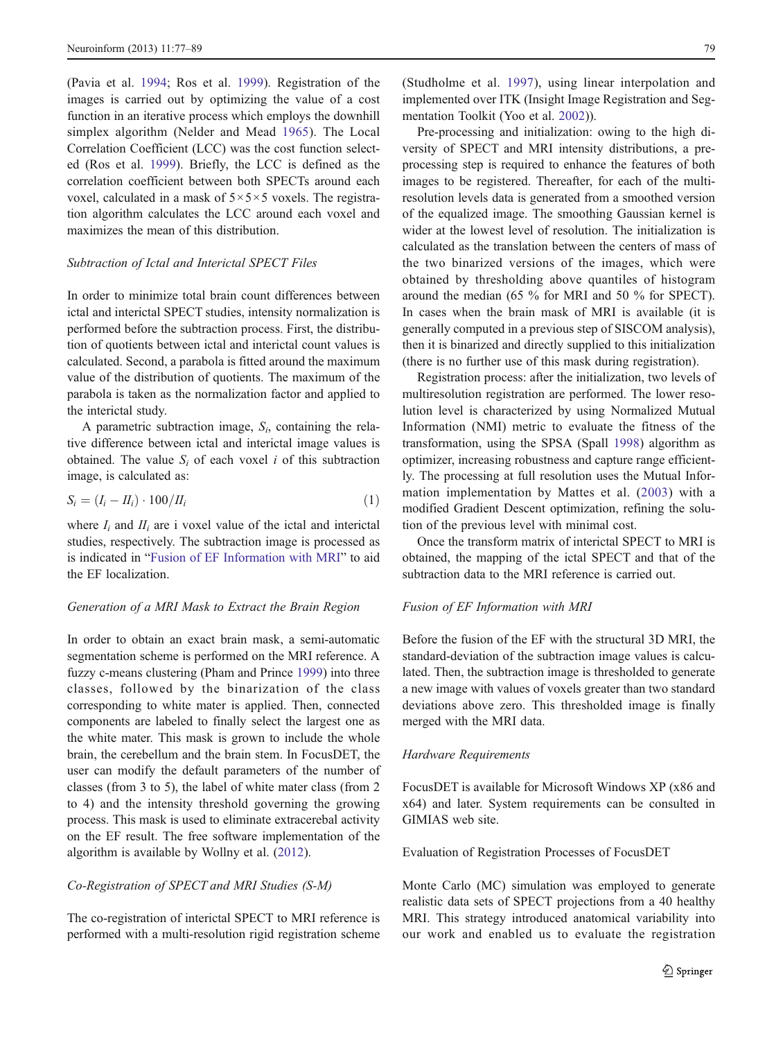(Pavia et al. 1994; Ros et al. 1999). Registration of the images is carried out by optimizing the value of a cost function in an iterative process which employs the downhill simplex algorithm (Nelder and Mead 1965). The Local Correlation Coefficient (LCC) was the cost function selected (Ros et al. 1999). Briefly, the LCC is defined as the correlation coefficient between both SPECTs around each voxel, calculated in a mask of 5×5×5 voxels. The registration algorithm calculates the LCC around each voxel and maximizes the mean of this distribution.

### *Subtraction of Ictal and Interictal SPECT Files*

In order to minimize total brain count differences between ictal and interictal SPECT studies, intensity normalization is performed before the subtraction process. First, the distribution of quotients between ictal and interictal count values is calculated. Second, a parabola is fitted around the maximum value of the distribution of quotients. The maximum of the parabola is taken as the normalization factor and applied to the interictal study.

A parametric subtraction image, $S_i$, containing the relative difference between ictal and interictal image values is obtained. The value $S_i$ of each voxel $i$ of this subtraction image, is calculated as:

$$S_i = (I_i - II_i) \cdot 100 / II_i \quad (1)$$

where $I_i$ and $II_i$ are i voxel value of the ictal and interictal studies, respectively. The subtraction image is processed as is indicated in "Fusion of EF Information with MRI" to aid the EF localization.

### *Generation of a MRI Mask to Extract the Brain Region*

In order to obtain an exact brain mask, a semi-automatic segmentation scheme is performed on the MRI reference. A fuzzy c-means clustering (Pham and Prince 1999) into three classes, followed by the binarization of the class corresponding to white mater is applied. Then, connected components are labeled to finally select the largest one as the white mater. This mask is grown to include the whole brain, the cerebellum and the brain stem. In FocusDET, the user can modify the default parameters of the number of classes (from 3 to 5), the label of white mater class (from 2 to 4) and the intensity threshold governing the growing process. This mask is used to eliminate extracerebal activity on the EF result. The free software implementation of the algorithm is available by Wollny et al. (2012).

### *Co-Registration of SPECT and MRI Studies (S-M)*

The co-registration of interictal SPECT to MRI reference is performed with a multi-resolution rigid registration scheme (Studholme et al. 1997), using linear interpolation and implemented over ITK (Insight Image Registration and Segmentation Toolkit (Yoo et al. 2002)).

Pre-processing and initialization: owing to the high diversity of SPECT and MRI intensity distributions, a pre-processing step is required to enhance the features of both images to be registered. Thereafter, for each of the multiresolution levels data is generated from a smoothed version of the equalized image. The smoothing Gaussian kernel is wider at the lowest level of resolution. The initialization is calculated as the translation between the centers of mass of the two binarized versions of the images, which were obtained by thresholding above quantiles of histogram around the median (65 % for MRI and 50 % for SPECT). In cases when the brain mask of MRI is available (it is generally computed in a previous step of SISCOM analysis), then it is binarized and directly supplied to this initialization (there is no further use of this mask during registration).

Registration process: after the initialization, two levels of multiresolution registration are performed. The lower resolution level is characterized by using Normalized Mutual Information (NMI) metric to evaluate the fitness of the transformation, using the SPSA (Spall 1998) algorithm as optimizer, increasing robustness and capture range efficiently. The processing at full resolution uses the Mutual Information implementation by Mattes et al. (2003) with a modified Gradient Descent optimization, refining the solution of the previous level with minimal cost.

Once the transform matrix of interictal SPECT to MRI is obtained, the mapping of the ictal SPECT and that of the subtraction data to the MRI reference is carried out.

### *Fusion of EF Information with MRI*

Before the fusion of the EF with the structural 3D MRI, the standard-deviation of the subtraction image values is calculated. Then, the subtraction image is thresholded to generate a new image with values of voxels greater than two standard deviations above zero. This thresholded image is finally merged with the MRI data.

### *Hardware Requirements*

FocusDET is available for Microsoft Windows XP (x86 and x64) and later. System requirements can be consulted in GIMIAS web site.

## Evaluation of Registration Processes of FocusDET

Monte Carlo (MC) simulation was employed to generate realistic data sets of SPECT projections from a 40 healthy MRI. This strategy introduced anatomical variability into our work and enabled us to evaluate the registration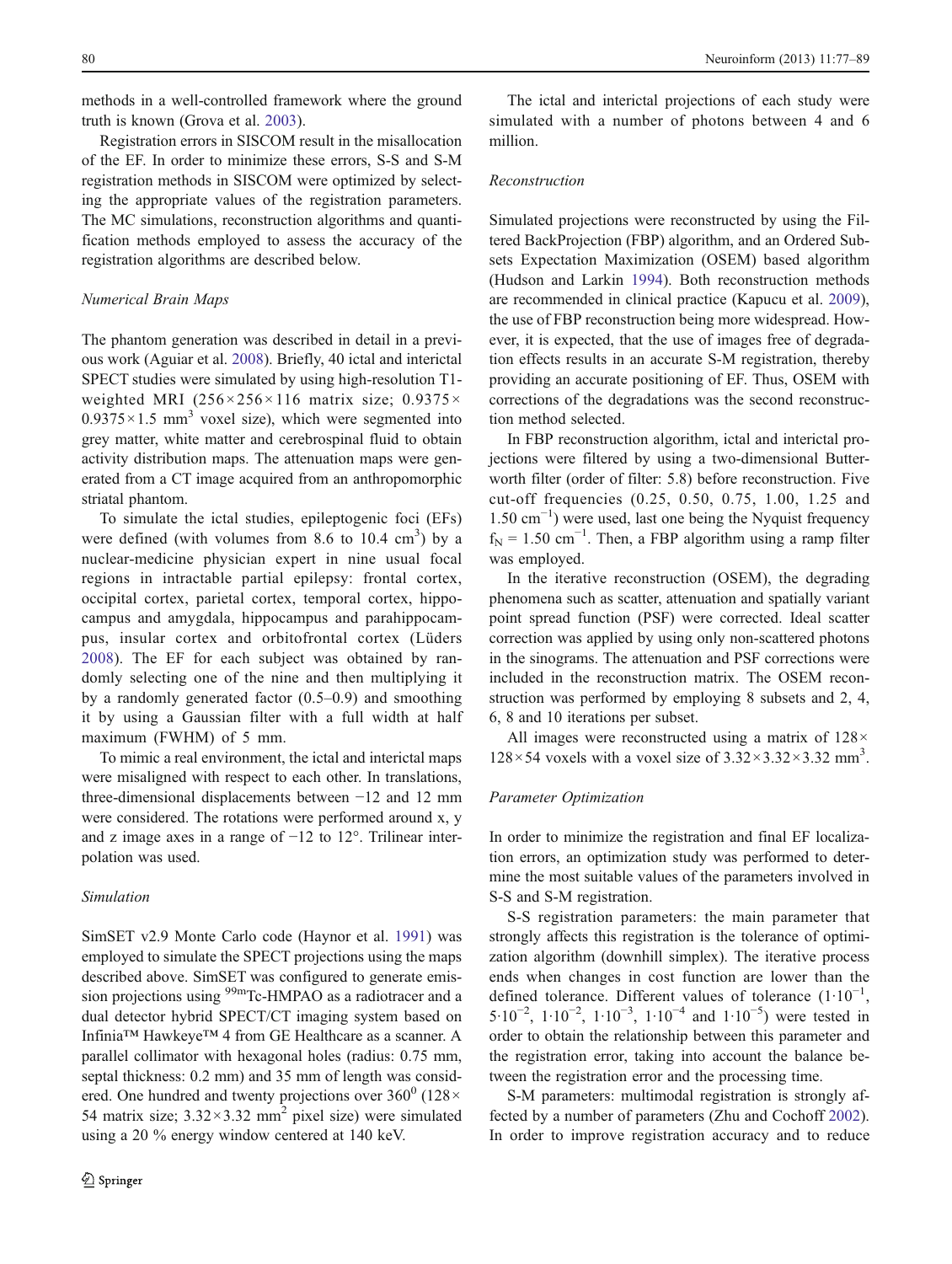methods in a well-controlled framework where the ground truth is known (Grova et al. 2003).

Registration errors in SISCOM result in the misallocation of the EF. In order to minimize these errors, S-S and S-M registration methods in SISCOM were optimized by selecting the appropriate values of the registration parameters. The MC simulations, reconstruction algorithms and quantification methods employed to assess the accuracy of the registration algorithms are described below.

### *Numerical Brain Maps*

The phantom generation was described in detail in a previous work (Aguiar et al. 2008). Briefly, 40 ictal and interictal SPECT studies were simulated by using high-resolution T1-weighted MRI ($256\times256\times116$ matrix size; $0.9375\times0.9375\times1.5$ mm$^3$ voxel size), which were segmented into grey matter, white matter and cerebrospinal fluid to obtain activity distribution maps. The attenuation maps were generated from a CT image acquired from an anthropomorphic striatal phantom.

To simulate the ictal studies, epileptogenic foci (EFs) were defined (with volumes from 8.6 to 10.4 cm$^3$) by a nuclear-medicine physician expert in nine usual focal regions in intractable partial epilepsy: frontal cortex, occipital cortex, parietal cortex, temporal cortex, hippocampus and amygdala, hippocampus and parahippocampus, insular cortex and orbitofrontal cortex (Lüders 2008). The EF for each subject was obtained by randomly selecting one of the nine and then multiplying it by a randomly generated factor (0.5–0.9) and smoothing it by using a Gaussian filter with a full width at half maximum (FWHM) of 5 mm.

To mimic a real environment, the ictal and interictal maps were misaligned with respect to each other. In translations, three-dimensional displacements between −12 and 12 mm were considered. The rotations were performed around x, y and z image axes in a range of −12 to 12°. Trilinear interpolation was used.

### *Simulation*

SimSET v2.9 Monte Carlo code (Haynor et al. 1991) was employed to simulate the SPECT projections using the maps described above. SimSET was configured to generate emission projections using $^{99m}$Tc-HMPAO as a radiotracer and a dual detector hybrid SPECT/CT imaging system based on Infinia™ Hawkeye™ 4 from GE Healthcare as a scanner. A parallel collimator with hexagonal holes (radius: 0.75 mm, septal thickness: 0.2 mm) and 35 mm of length was considered. One hundred and twenty projections over 360$^0$ ($128\times54$ matrix size; $3.32\times3.32$ mm$^2$ pixel size) were simulated using a 20 % energy window centered at 140 keV.

The ictal and interictal projections of each study were simulated with a number of photons between 4 and 6 million.

### *Reconstruction*

Simulated projections were reconstructed by using the Filtered BackProjection (FBP) algorithm, and an Ordered Subsets Expectation Maximization (OSEM) based algorithm (Hudson and Larkin 1994). Both reconstruction methods are recommended in clinical practice (Kapucu et al. 2009), the use of FBP reconstruction being more widespread. However, it is expected, that the use of images free of degradation effects results in an accurate S-M registration, thereby providing an accurate positioning of EF. Thus, OSEM with corrections of the degradations was the second reconstruction method selected.

In FBP reconstruction algorithm, ictal and interictal projections were filtered by using a two-dimensional Butterworth filter (order of filter: 5.8) before reconstruction. Five cut-off frequencies (0.25, 0.50, 0.75, 1.00, 1.25 and 1.50 cm$^{-1}$) were used, last one being the Nyquist frequency $f_N = 1.50$ cm$^{-1}$. Then, a FBP algorithm using a ramp filter was employed.

In the iterative reconstruction (OSEM), the degrading phenomena such as scatter, attenuation and spatially variant point spread function (PSF) were corrected. Ideal scatter correction was applied by using only non-scattered photons in the sinograms. The attenuation and PSF corrections were included in the reconstruction matrix. The OSEM reconstruction was performed by employing 8 subsets and 2, 4, 6, 8 and 10 iterations per subset.

All images were reconstructed using a matrix of $128\times128\times54$ voxels with a voxel size of $3.32\times3.32\times3.32$ mm$^3$.

### *Parameter Optimization*

In order to minimize the registration and final EF localization errors, an optimization study was performed to determine the most suitable values of the parameters involved in S-S and S-M registration.

S-S registration parameters: the main parameter that strongly affects this registration is the tolerance of optimization algorithm (downhill simplex). The iterative process ends when changes in cost function are lower than the defined tolerance. Different values of tolerance ($1\cdot10^{-1}$, $5\cdot10^{-2}$, $1\cdot10^{-2}$, $1\cdot10^{-3}$, $1\cdot10^{-4}$ and $1\cdot10^{-5}$) were tested in order to obtain the relationship between this parameter and the registration error, taking into account the balance between the registration error and the processing time.

S-M parameters: multimodal registration is strongly affected by a number of parameters (Zhu and Cochoff 2002). In order to improve registration accuracy and to reduce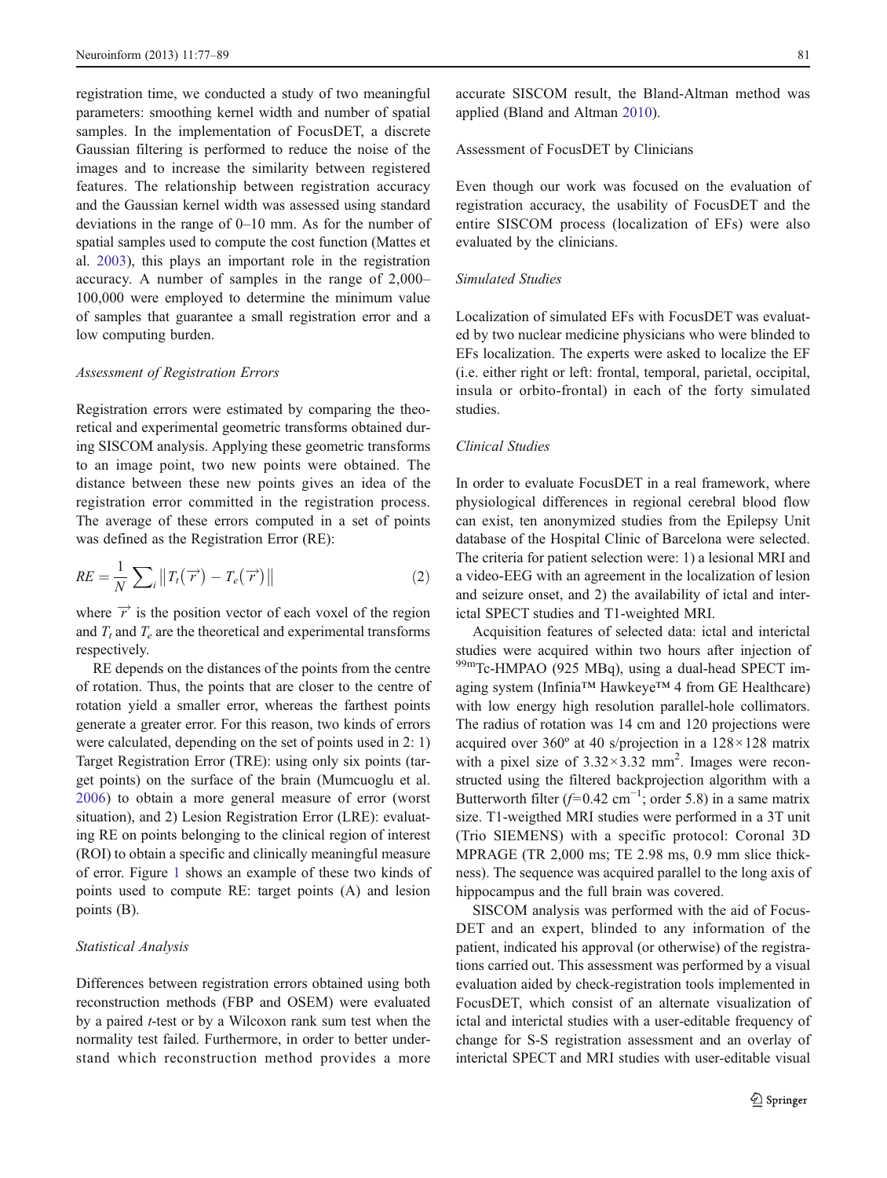registration time, we conducted a study of two meaningful parameters: smoothing kernel width and number of spatial samples. In the implementation of FocusDET, a discrete Gaussian filtering is performed to reduce the noise of the images and to increase the similarity between registered features. The relationship between registration accuracy and the Gaussian kernel width was assessed using standard deviations in the range of 0–10 mm. As for the number of spatial samples used to compute the cost function (Mattes et al. 2003), this plays an important role in the registration accuracy. A number of samples in the range of 2,000–100,000 were employed to determine the minimum value of samples that guarantee a small registration error and a low computing burden.

### *Assessment of Registration Errors*

Registration errors were estimated by comparing the theoretical and experimental geometric transforms obtained during SISCOM analysis. Applying these geometric transforms to an image point, two new points were obtained. The distance between these new points gives an idea of the registration error committed in the registration process. The average of these errors computed in a set of points was defined as the Registration Error (RE):

$$RE = \frac{1}{N} \sum_i \left\| T_t(\vec{r}) - T_e(\vec{r}) \right\| \tag{2}$$

where $\vec{r}$ is the position vector of each voxel of the region and $T_t$ and $T_e$ are the theoretical and experimental transforms respectively.

RE depends on the distances of the points from the centre of rotation. Thus, the points that are closer to the centre of rotation yield a smaller error, whereas the farthest points generate a greater error. For this reason, two kinds of errors were calculated, depending on the set of points used in 2: 1) Target Registration Error (TRE): using only six points (target points) on the surface of the brain (Mumcuoglu et al. 2006) to obtain a more general measure of error (worst situation), and 2) Lesion Registration Error (LRE): evaluating RE on points belonging to the clinical region of interest (ROI) to obtain a specific and clinically meaningful measure of error. Figure 1 shows an example of these two kinds of points used to compute RE: target points (A) and lesion points (B).

### *Statistical Analysis*

Differences between registration errors obtained using both reconstruction methods (FBP and OSEM) were evaluated by a paired *t*-test or by a Wilcoxon rank sum test when the normality test failed. Furthermore, in order to better understand which reconstruction method provides a more accurate SISCOM result, the Bland-Altman method was applied (Bland and Altman 2010).

## Assessment of FocusDET by Clinicians

Even though our work was focused on the evaluation of registration accuracy, the usability of FocusDET and the entire SISCOM process (localization of EFs) were also evaluated by the clinicians.

### *Simulated Studies*

Localization of simulated EFs with FocusDET was evaluated by two nuclear medicine physicians who were blinded to EFs localization. The experts were asked to localize the EF (i.e. either right or left: frontal, temporal, parietal, occipital, insula or orbito-frontal) in each of the forty simulated studies.

### *Clinical Studies*

In order to evaluate FocusDET in a real framework, where physiological differences in regional cerebral blood flow can exist, ten anonymized studies from the Epilepsy Unit database of the Hospital Clinic of Barcelona were selected. The criteria for patient selection were: 1) a lesional MRI and a video-EEG with an agreement in the localization of lesion and seizure onset, and 2) the availability of ictal and interictal SPECT studies and T1-weighted MRI.

Acquisition features of selected data: ictal and interictal studies were acquired within two hours after injection of $^{99m}$Tc-HMPAO (925 MBq), using a dual-head SPECT imaging system (Infinia™ Hawkeye™ 4 from GE Healthcare) with low energy high resolution parallel-hole collimators. The radius of rotation was 14 cm and 120 projections were acquired over 360º at 40 s/projection in a $128 \times 128$ matrix with a pixel size of $3.32 \times 3.32$ mm$^2$. Images were reconstructed using the filtered backprojection algorithm with a Butterworth filter ($f$=0.42 cm$^{-1}$; order 5.8) in a same matrix size. T1-weigthed MRI studies were performed in a 3T unit (Trio SIEMENS) with a specific protocol: Coronal 3D MPRAGE (TR 2,000 ms; TE 2.98 ms, 0.9 mm slice thickness). The sequence was acquired parallel to the long axis of hippocampus and the full brain was covered.

SISCOM analysis was performed with the aid of FocusDET and an expert, blinded to any information of the patient, indicated his approval (or otherwise) of the registrations carried out. This assessment was performed by a visual evaluation aided by check-registration tools implemented in FocusDET, which consist of an alternate visualization of ictal and interictal studies with a user-editable frequency of change for S-S registration assessment and an overlay of interictal SPECT and MRI studies with user-editable visual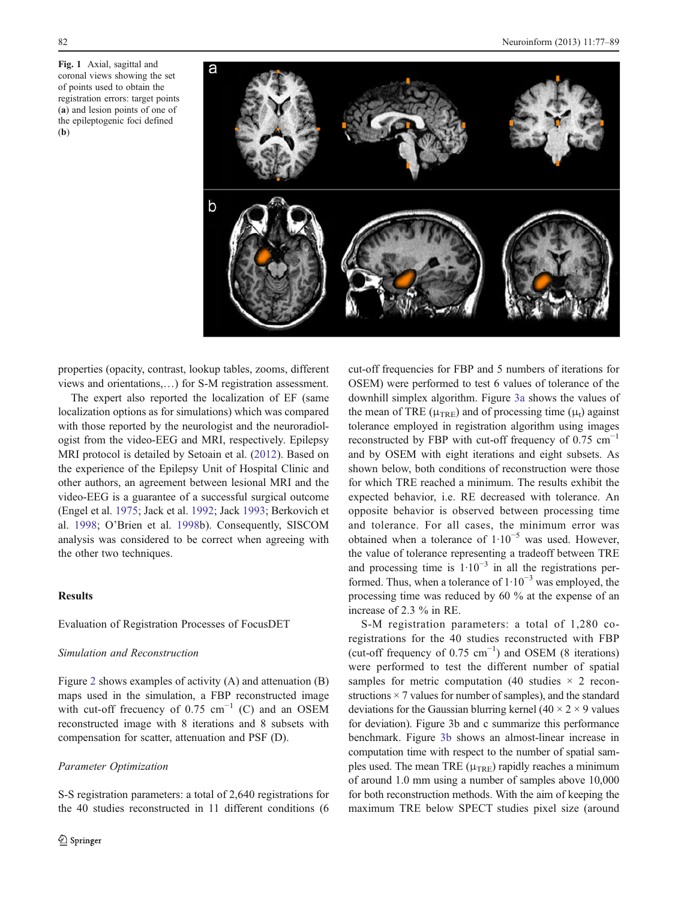Fig. 1 Axial, sagittal and coronal views showing the set of points used to obtain the registration errors: target points (**a**) and lesion points of one of the epileptogenic foci defined (**b**)

properties (opacity, contrast, lookup tables, zooms, different views and orientations,…) for S-M registration assessment.

The expert also reported the localization of EF (same localization options as for simulations) which was compared with those reported by the neurologist and the neuroradiologist from the video-EEG and MRI, respectively. Epilepsy MRI protocol is detailed by Setoain et al. (2012). Based on the experience of the Epilepsy Unit of Hospital Clinic and other authors, an agreement between lesional MRI and the video-EEG is a guarantee of a successful surgical outcome (Engel et al. 1975; Jack et al. 1992; Jack 1993; Berkovich et al. 1998; O'Brien et al. 1998b). Consequently, SISCOM analysis was considered to be correct when agreeing with the other two techniques.

## Results

### Evaluation of Registration Processes of FocusDET

#### *Simulation and Reconstruction*

Figure 2 shows examples of activity (A) and attenuation (B) maps used in the simulation, a FBP reconstructed image with cut-off frecuency of 0.75 $cm^{-1}$ (C) and an OSEM reconstructed image with 8 iterations and 8 subsets with compensation for scatter, attenuation and PSF (D).

#### *Parameter Optimization*

S-S registration parameters: a total of 2,640 registrations for the 40 studies reconstructed in 11 different conditions (6 cut-off frequencies for FBP and 5 numbers of iterations for OSEM) were performed to test 6 values of tolerance of the downhill simplex algorithm. Figure 3a shows the values of the mean of TRE ($\mu_{TRE}$) and of processing time ($\mu_t$) against tolerance employed in registration algorithm using images reconstructed by FBP with cut-off frequency of 0.75 $cm^{-1}$ and by OSEM with eight iterations and eight subsets. As shown below, both conditions of reconstruction were those for which TRE reached a minimum. The results exhibit the expected behavior, i.e. RE decreased with tolerance. An opposite behavior is observed between processing time and tolerance. For all cases, the minimum error was obtained when a tolerance of $1{\cdot}10^{-5}$ was used. However, the value of tolerance representing a tradeoff between TRE and processing time is $1{\cdot}10^{-3}$ in all the registrations performed. Thus, when a tolerance of $1{\cdot}10^{-3}$ was employed, the processing time was reduced by 60 % at the expense of an increase of 2.3 % in RE.

S-M registration parameters: a total of 1,280 co-registrations for the 40 studies reconstructed with FBP (cut-off frequency of 0.75 $cm^{-1}$) and OSEM (8 iterations) were performed to test the different number of spatial samples for metric computation (40 studies × 2 reconstructions × 7 values for number of samples), and the standard deviations for the Gaussian blurring kernel (40 × 2 × 9 values for deviation). Figure 3b and c summarize this performance benchmark. Figure 3b shows an almost-linear increase in computation time with respect to the number of spatial samples used. The mean TRE ($\mu_{TRE}$) rapidly reaches a minimum of around 1.0 mm using a number of samples above 10,000 for both reconstruction methods. With the aim of keeping the maximum TRE below SPECT studies pixel size (around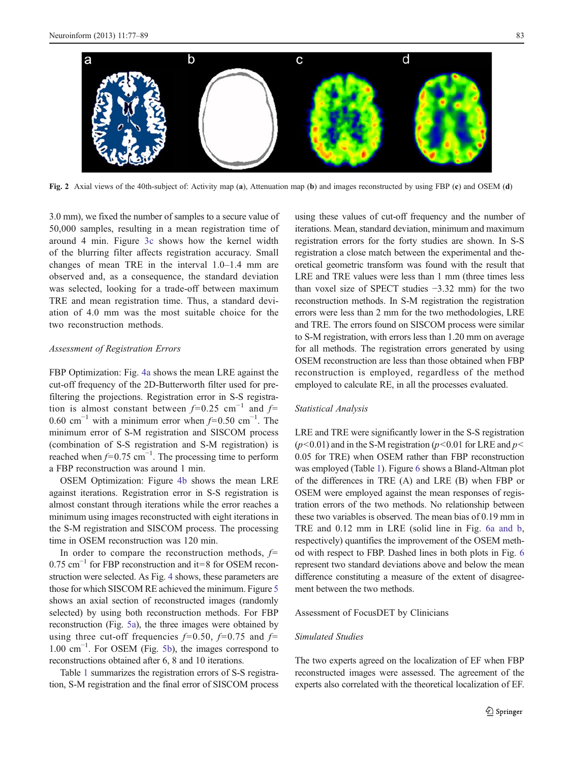Fig. 2 Axial views of the 40th-subject of: Activity map (**a**), Attenuation map (**b**) and images reconstructed by using FBP (**c**) and OSEM (**d**)

3.0 mm), we fixed the number of samples to a secure value of 50,000 samples, resulting in a mean registration time of around 4 min. Figure 3c shows how the kernel width of the blurring filter affects registration accuracy. Small changes of mean TRE in the interval 1.0–1.4 mm are observed and, as a consequence, the standard deviation was selected, looking for a trade-off between maximum TRE and mean registration time. Thus, a standard deviation of 4.0 mm was the most suitable choice for the two reconstruction methods.

*Assessment of Registration Errors*

FBP Optimization: Fig. 4a shows the mean LRE against the cut-off frequency of the 2D-Butterworth filter used for pre-filtering the projections. Registration error in S-S registration is almost constant between $f$=0.25 $cm^{-1}$ and $f$=0.60 $cm^{-1}$ with a minimum error when $f$=0.50 $cm^{-1}$. The minimum error of S-M registration and SISCOM process (combination of S-S registration and S-M registration) is reached when $f$=0.75 $cm^{-1}$. The processing time to perform a FBP reconstruction was around 1 min.

OSEM Optimization: Figure 4b shows the mean LRE against iterations. Registration error in S-S registration is almost constant through iterations while the error reaches a minimum using images reconstructed with eight iterations in the S-M registration and SISCOM process. The processing time in OSEM reconstruction was 120 min.

In order to compare the reconstruction methods, $f$=0.75 $cm^{-1}$ for FBP reconstruction and it=8 for OSEM reconstruction were selected. As Fig. 4 shows, these parameters are those for which SISCOM RE achieved the minimum. Figure 5 shows an axial section of reconstructed images (randomly selected) by using both reconstruction methods. For FBP reconstruction (Fig. 5a), the three images were obtained by using three cut-off frequencies $f$=0.50, $f$=0.75 and $f$=1.00 $cm^{-1}$. For OSEM (Fig. 5b), the images correspond to reconstructions obtained after 6, 8 and 10 iterations.

Table 1 summarizes the registration errors of S-S registration, S-M registration and the final error of SISCOM process using these values of cut-off frequency and the number of iterations. Mean, standard deviation, minimum and maximum registration errors for the forty studies are shown. In S-S registration a close match between the experimental and theoretical geometric transform was found with the result that LRE and TRE values were less than 1 mm (three times less than voxel size of SPECT studies −3.32 mm) for the two reconstruction methods. In S-M registration the registration errors were less than 2 mm for the two methodologies, LRE and TRE. The errors found on SISCOM process were similar to S-M registration, with errors less than 1.20 mm on average for all methods. The registration errors generated by using OSEM reconstruction are less than those obtained when FBP reconstruction is employed, regardless of the method employed to calculate RE, in all the processes evaluated.

*Statistical Analysis*

LRE and TRE were significantly lower in the S-S registration ($p<0.01$) and in the S-M registration ($p<0.01$ for LRE and $p<0.05$ for TRE) when OSEM rather than FBP reconstruction was employed (Table 1). Figure 6 shows a Bland-Altman plot of the differences in TRE (A) and LRE (B) when FBP or OSEM were employed against the mean responses of registration errors of the two methods. No relationship between these two variables is observed. The mean bias of 0.19 mm in TRE and 0.12 mm in LRE (solid line in Fig. 6a and b, respectively) quantifies the improvement of the OSEM method with respect to FBP. Dashed lines in both plots in Fig. 6 represent two standard deviations above and below the mean difference constituting a measure of the extent of disagreement between the two methods.

## Assessment of FocusDET by Clinicians

*Simulated Studies*

The two experts agreed on the localization of EF when FBP reconstructed images were assessed. The agreement of the experts also correlated with the theoretical localization of EF.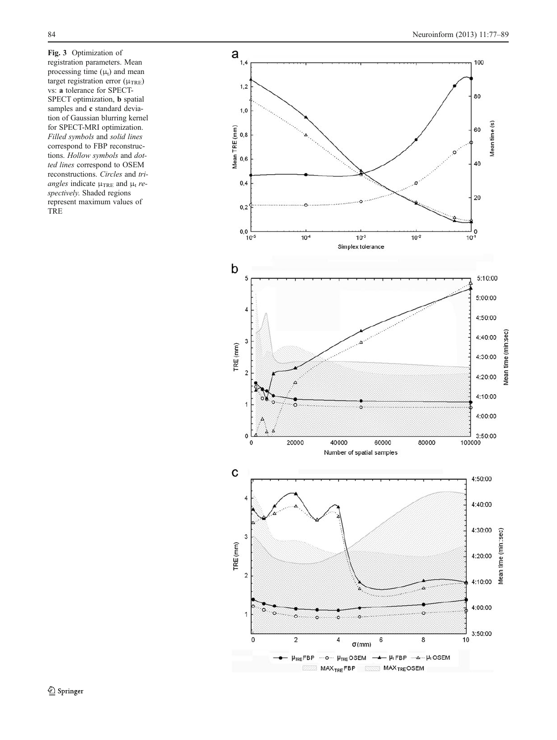**Fig. 3** Optimization of registration parameters. Mean processing time ($\mu_t$) and mean target registration error ($\mu_{TRE}$) vs: **a** tolerance for SPECT-SPECT optimization, **b** spatial samples and **c** standard deviation of Gaussian blurring kernel for SPECT-MRI optimization. *Filled symbols* and *solid lines* correspond to FBP reconstructions. *Hollow symbols* and *dotted lines* correspond to OSEM reconstructions. *Circles* and *triangles* indicate $\mu_{TRE}$ and $\mu_t$ *respectively*. Shaded regions represent maximum values of TRE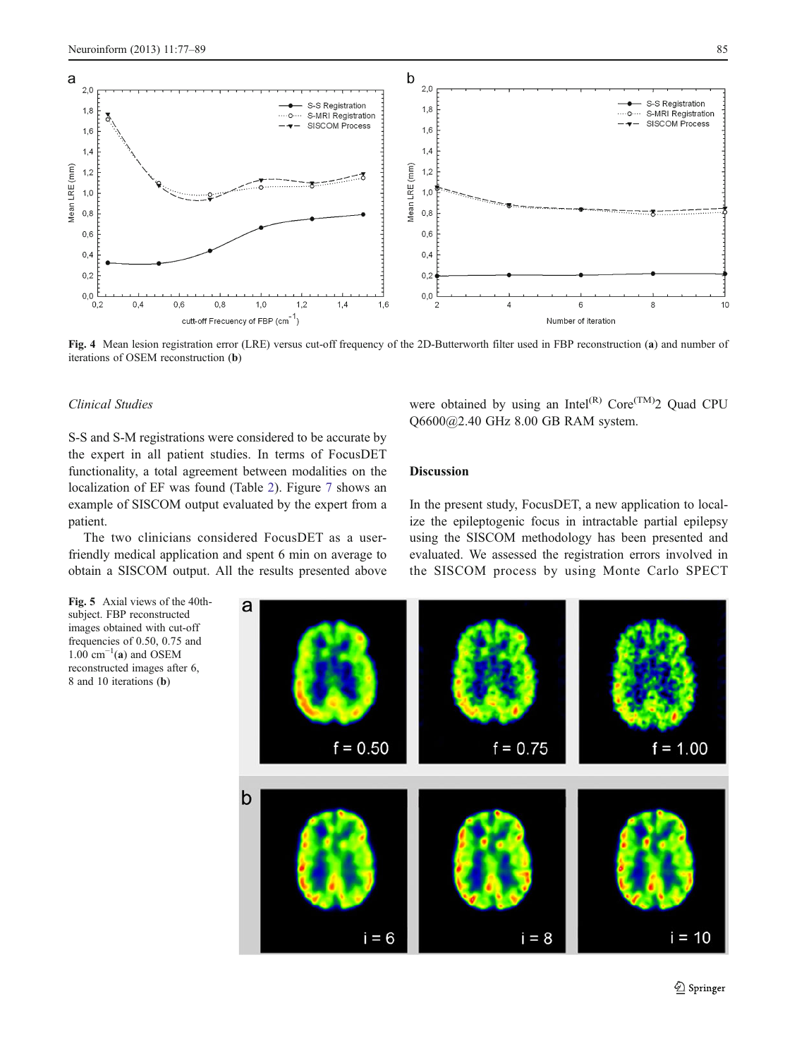Fig. 4 Mean lesion registration error (LRE) versus cut-off frequency of the 2D-Butterworth filter used in FBP reconstruction (**a**) and number of iterations of OSEM reconstruction (**b**)

*Clinical Studies*

S-S and S-M registrations were considered to be accurate by the expert in all patient studies. In terms of FocusDET functionality, a total agreement between modalities on the localization of EF was found (Table 2). Figure 7 shows an example of SISCOM output evaluated by the expert from a patient.

The two clinicians considered FocusDET as a user-friendly medical application and spent 6 min on average to obtain a SISCOM output. All the results presented above were obtained by using an Intel(R) Core(TM)2 Quad CPU Q6600@2.40 GHz 8.00 GB RAM system.

## Discussion

In the present study, FocusDET, a new application to localize the epileptogenic focus in intractable partial epilepsy using the SISCOM methodology has been presented and evaluated. We assessed the registration errors involved in the SISCOM process by using Monte Carlo SPECT

**Fig. 5** Axial views of the 40th-subject. FBP reconstructed images obtained with cut-off frequencies of 0.50, 0.75 and 1.00 $cm^{-1}$(**a**) and OSEM reconstructed images after 6, 8 and 10 iterations (**b**)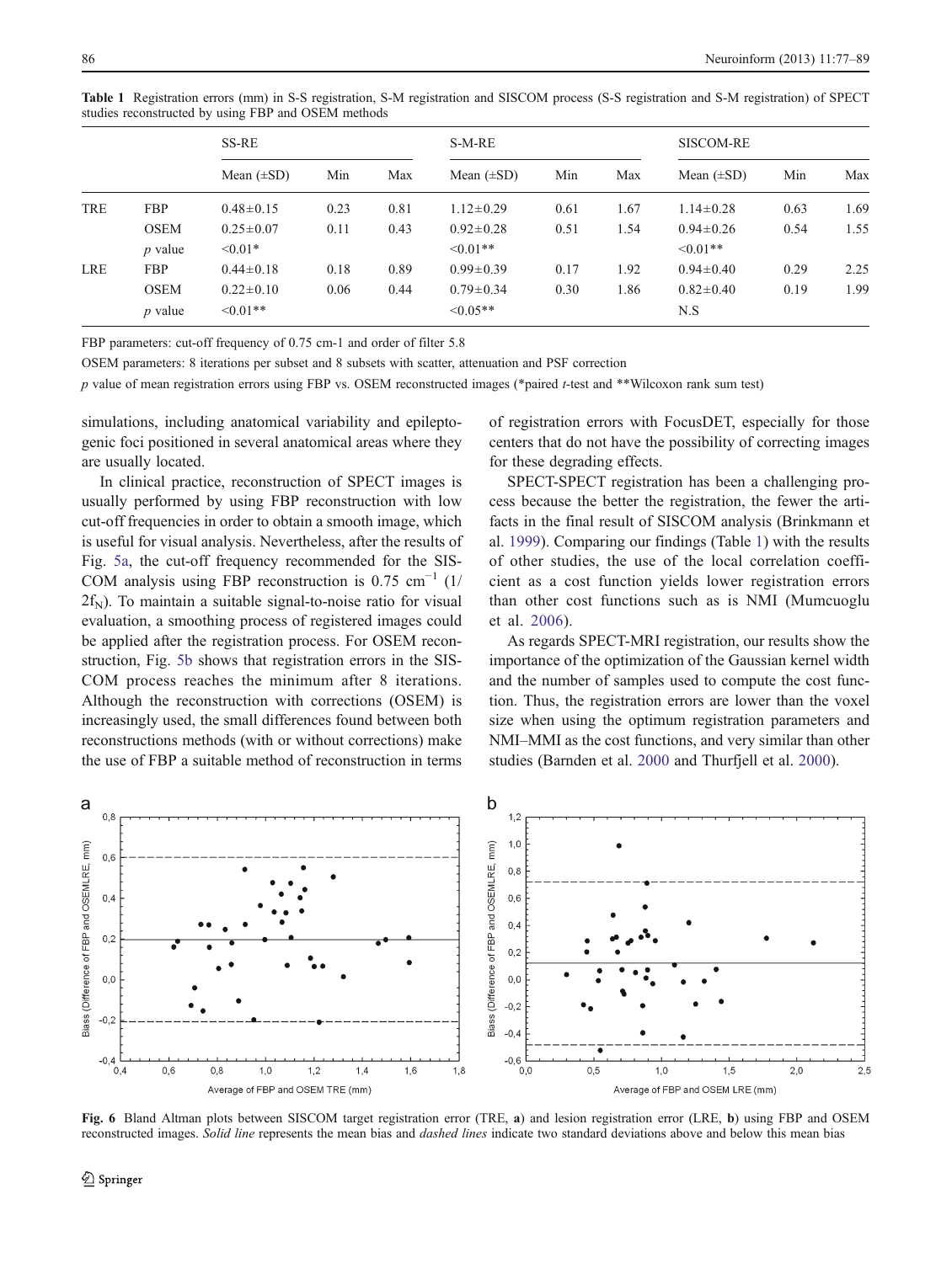**Table 1** Registration errors (mm) in S-S registration, S-M registration and SISCOM process (S-S registration and S-M registration) of SPECT studies reconstructed by using FBP and OSEM methods

| | | SS-RE | | | S-M-RE | | | SISCOM-RE | | |
|---|---|---|---|---|---|---|---|---|---|---|
| | | Mean (±SD) | Min | Max | Mean (±SD) | Min | Max | Mean (±SD) | Min | Max |
| TRE | FBP | 0.48±0.15 | 0.23 | 0.81 | 1.12±0.29 | 0.61 | 1.67 | 1.14±0.28 | 0.63 | 1.69 |
| | OSEM | 0.25±0.07 | 0.11 | 0.43 | 0.92±0.28 | 0.51 | 1.54 | 0.94±0.26 | 0.54 | 1.55 |
| | *p* value | <0.01* | | | <0.01** | | | <0.01** | | |
| LRE | FBP | 0.44±0.18 | 0.18 | 0.89 | 0.99±0.39 | 0.17 | 1.92 | 0.94±0.40 | 0.29 | 2.25 |
| | OSEM | 0.22±0.10 | 0.06 | 0.44 | 0.79±0.34 | 0.30 | 1.86 | 0.82±0.40 | 0.19 | 1.99 |
| | *p* value | <0.01** | | | <0.05** | | | N.S | | |

FBP parameters: cut-off frequency of 0.75 cm-1 and order of filter 5.8

OSEM parameters: 8 iterations per subset and 8 subsets with scatter, attenuation and PSF correction

*p* value of mean registration errors using FBP vs. OSEM reconstructed images (*paired *t*-test and **Wilcoxon rank sum test)

simulations, including anatomical variability and epileptogenic foci positioned in several anatomical areas where they are usually located.

In clinical practice, reconstruction of SPECT images is usually performed by using FBP reconstruction with low cut-off frequencies in order to obtain a smooth image, which is useful for visual analysis. Nevertheless, after the results of Fig. 5a, the cut-off frequency recommended for the SISCOM analysis using FBP reconstruction is 0.75 $cm^{-1}$ ($1/2f_N$). To maintain a suitable signal-to-noise ratio for visual evaluation, a smoothing process of registered images could be applied after the registration process. For OSEM reconstruction, Fig. 5b shows that registration errors in the SISCOM process reaches the minimum after 8 iterations. Although the reconstruction with corrections (OSEM) is increasingly used, the small differences found between both reconstructions methods (with or without corrections) make the use of FBP a suitable method of reconstruction in terms of registration errors with FocusDET, especially for those centers that do not have the possibility of correcting images for these degrading effects.

SPECT-SPECT registration has been a challenging process because the better the registration, the fewer the artifacts in the final result of SISCOM analysis (Brinkmann et al. 1999). Comparing our findings (Table 1) with the results of other studies, the use of the local correlation coefficient as a cost function yields lower registration errors than other cost functions such as is NMI (Mumcuoglu et al. 2006).

As regards SPECT-MRI registration, our results show the importance of the optimization of the Gaussian kernel width and the number of samples used to compute the cost function. Thus, the registration errors are lower than the voxel size when using the optimum registration parameters and NMI–MMI as the cost functions, and very similar than other studies (Barnden et al. 2000 and Thurfjell et al. 2000).

**Fig. 6** Bland Altman plots between SISCOM target registration error (TRE, **a**) and lesion registration error (LRE, **b**) using FBP and OSEM reconstructed images. *Solid line* represents the mean bias and *dashed lines* indicate two standard deviations above and below this mean bias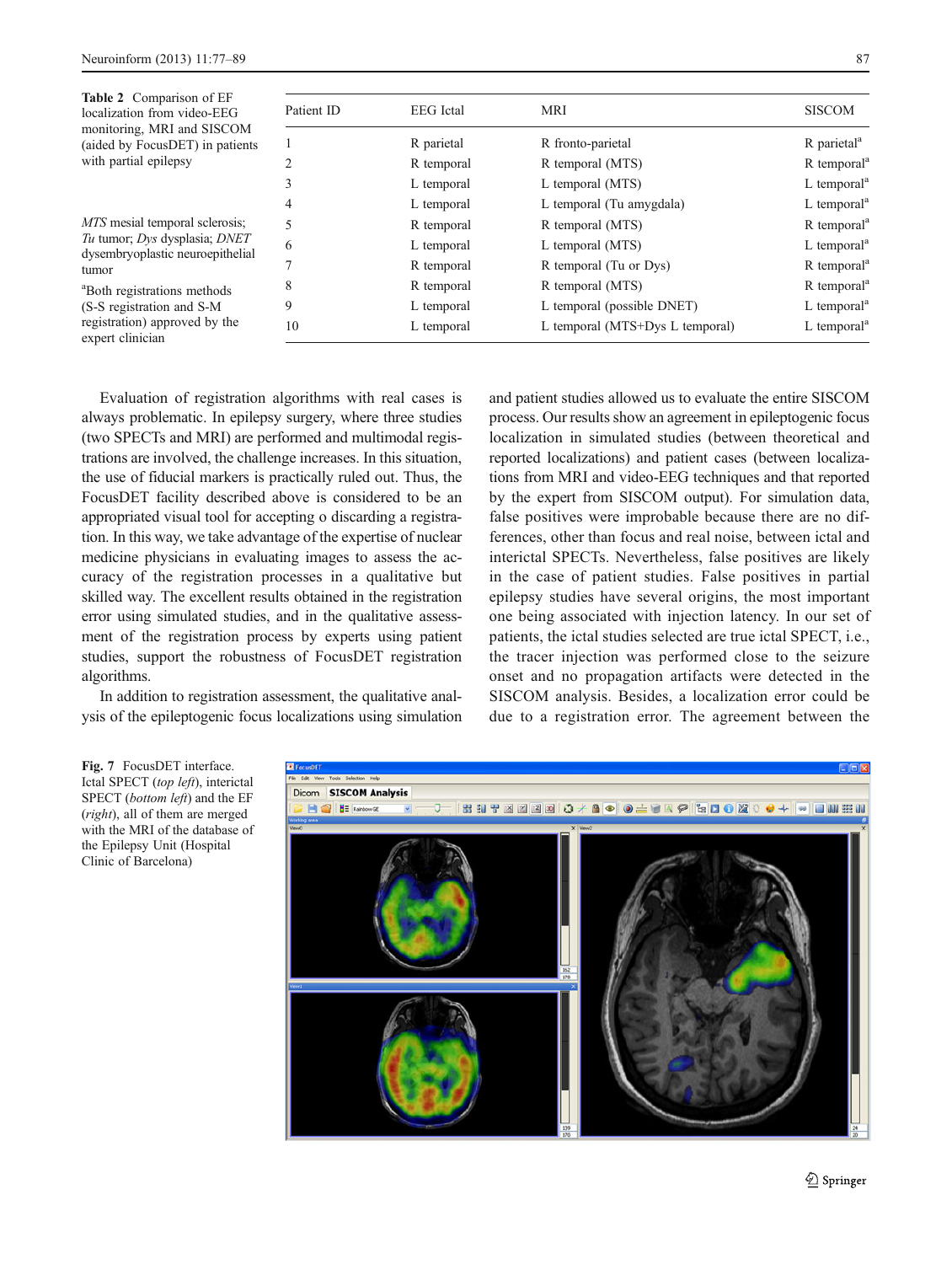**Table 2** Comparison of EF localization from video-EEG monitoring, MRI and SISCOM (aided by FocusDET) in patients with partial epilepsy

| Patient ID | EEG Ictal | MRI | SISCOM |
|---|---|---|---|
| 1 | R parietal | R fronto-parietal | R parietal[a] |
| 2 | R temporal | R temporal (MTS) | R temporal[a] |
| 3 | L temporal | L temporal (MTS) | L temporal[a] |
| 4 | L temporal | L temporal (Tu amygdala) | L temporal[a] |
| 5 | R temporal | R temporal (MTS) | R temporal[a] |
| 6 | L temporal | L temporal (MTS) | L temporal[a] |
| 7 | R temporal | R temporal (Tu or Dys) | R temporal[a] |
| 8 | R temporal | R temporal (MTS) | R temporal[a] |
| 9 | L temporal | L temporal (possible DNET) | L temporal[a] |
| 10 | L temporal | L temporal (MTS+Dys L temporal) | L temporal[a] |

*MTS* mesial temporal sclerosis; *Tu* tumor; *Dys* dysplasia; *DNET* dysembryoplastic neuroepithelial tumor

[a] Both registrations methods (S-S registration and S-M registration) approved by the expert clinician

Evaluation of registration algorithms with real cases is always problematic. In epilepsy surgery, where three studies (two SPECTs and MRI) are performed and multimodal registrations are involved, the challenge increases. In this situation, the use of fiducial markers is practically ruled out. Thus, the FocusDET facility described above is considered to be an appropriated visual tool for accepting o discarding a registration. In this way, we take advantage of the expertise of nuclear medicine physicians in evaluating images to assess the accuracy of the registration processes in a qualitative but skilled way. The excellent results obtained in the registration error using simulated studies, and in the qualitative assessment of the registration process by experts using patient studies, support the robustness of FocusDET registration algorithms.

In addition to registration assessment, the qualitative analysis of the epileptogenic focus localizations using simulation and patient studies allowed us to evaluate the entire SISCOM process. Our results show an agreement in epileptogenic focus localization in simulated studies (between theoretical and reported localizations) and patient cases (between localizations from MRI and video-EEG techniques and that reported by the expert from SISCOM output). For simulation data, false positives were improbable because there are no differences, other than focus and real noise, between ictal and interictal SPECTs. Nevertheless, false positives are likely in the case of patient studies. False positives in partial epilepsy studies have several origins, the most important one being associated with injection latency. In our set of patients, the ictal studies selected are true ictal SPECT, i.e., the tracer injection was performed close to the seizure onset and no propagation artifacts were detected in the SISCOM analysis. Besides, a localization error could be due to a registration error. The agreement between the

**Fig. 7** FocusDET interface. Ictal SPECT (*top left*), interictal SPECT (*bottom left*) and the EF (*right*), all of them are merged with the MRI of the database of the Epilepsy Unit (Hospital Clinic of Barcelona)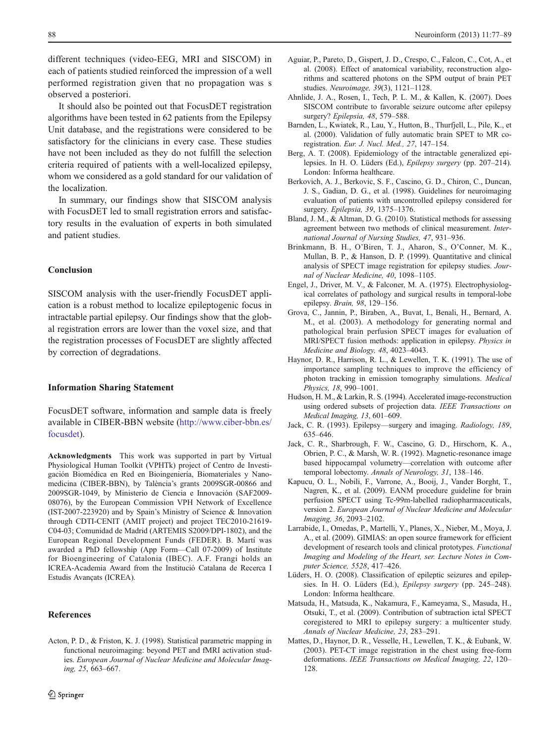different techniques (video-EEG, MRI and SISCOM) in each of patients studied reinforced the impression of a well performed registration given that no propagation was s observed a posteriori.

It should also be pointed out that FocusDET registration algorithms have been tested in 62 patients from the Epilepsy Unit database, and the registrations were considered to be satisfactory for the clinicians in every case. These studies have not been included as they do not fulfill the selection criteria required of patients with a well-localized epilepsy, whom we considered as a gold standard for our validation of the localization.

In summary, our findings show that SISCOM analysis with FocusDET led to small registration errors and satisfactory results in the evaluation of experts in both simulated and patient studies.

## Conclusion

SISCOM analysis with the user-friendly FocusDET application is a robust method to localize epileptogenic focus in intractable partial epilepsy. Our findings show that the global registration errors are lower than the voxel size, and that the registration processes of FocusDET are slightly affected by correction of degradations.

## Information Sharing Statement

FocusDET software, information and sample data is freely available in CIBER-BBN website (http://www.ciber-bbn.es/focusdet).

**Acknowledgments** This work was supported in part by Virtual Physiological Human Toolkit (VPHTk) project of Centro de Investigación Biomédica en Red en Bioingeniería, Biomateriales y Nanomedicina (CIBER-BBN), by Talència's grants 2009SGR-00866 and 2009SGR-1049, by Ministerio de Ciencia e Innovación (SAF2009-08076), by the European Commission VPH Network of Excellence (IST-2007-223920) and by Spain's Ministry of Science & Innovation through CDTI-CENIT (AMIT project) and project TEC2010-21619-C04-03; Comunidad de Madrid (ARTEMIS S2009/DPI-1802), and the European Regional Development Funds (FEDER). B. Martí was awarded a PhD fellowship (App Form—Call 07-2009) of Institute for Bioengineering of Catalonia (IBEC). A.F. Frangi holds an ICREA-Academia Award from the Institució Catalana de Recerca I Estudis Avançats (ICREA).

## References

Acton, P. D., & Friston, K. J. (1998). Statistical parametric mapping in functional neuroimaging: beyond PET and fMRI activation studies. *European Journal of Nuclear Medicine and Molecular Imaging, 25*, 663–667.

Aguiar, P., Pareto, D., Gispert, J. D., Crespo, C., Falcon, C., Cot, A., et al. (2008). Effect of anatomical variability, reconstruction algorithms and scattered photons on the SPM output of brain PET studies. *Neuroimage, 39*(3), 1121–1128.

Ahnlide, J. A., Rosen, I., Tech, P. L. M., & Kallen, K. (2007). Does SISCOM contribute to favorable seizure outcome after epilepsy surgery? *Epilepsia, 48*, 579–588.

Barnden, L., Kwiatek, R., Lau, Y., Hutton, B., Thurfjell, L., Pile, K., et al. (2000). Validation of fully automatic brain SPET to MR co-registration. *Eur. J. Nucl. Med., 27*, 147–154.

Berg, A. T. (2008). Epidemiology of the intractable generalized epilepsies. In H. O. Lüders (Ed.), *Epilepsy surgery* (pp. 207–214). London: Informa healthcare.

Berkovic, A. J., Berkovic, S. F., Cascino, G. D., Chiron, C., Duncan, J. S., Gadian, D. G., et al. (1998). Guidelines for neuroimaging evaluation of patients with uncontrolled epilepsy considered for surgery. *Epilepsia, 39*, 1375–1376.

Bland, J. M., & Altman, D. G. (2010). Statistical methods for assessing agreement between two methods of clinical measurement. *International Journal of Nursing Studies, 47*, 931–936.

Brinkmann, B. H., O'Biren, T. J., Aharon, S., O'Conner, M. K., Mullan, B. P., & Hanson, D. P. (1999). Quantitative and clinical analysis of SPECT image registration for epilepsy studies. *Journal of Nuclear Medicine, 40*, 1098–1105.

Engel, J., Driver, M. V., & Falconer, M. A. (1975). Electrophysiological correlates of pathology and surgical results in temporal-lobe epilepsy. *Brain, 98*, 129–156.

Grova, C., Jannin, P., Biraben, A., Buvat, I., Benali, H., Bernard, A. M., et al. (2003). A methodology for generating normal and pathological brain perfusion SPECT images for evaluation of MRI/SPECT fusion methods: application in epilepsy. *Physics in Medicine and Biology, 48*, 4023–4043.

Haynor, D. R., Harrison, R. L., & Lewellen, T. K. (1991). The use of importance sampling techniques to improve the efficiency of photon tracking in emission tomography simulations. *Medical Physics, 18*, 990–1001.

Hudson, H. M., & Larkin, R. S. (1994). Accelerated image-reconstruction using ordered subsets of projection data. *IEEE Transactions on Medical Imaging, 13*, 601–609.

Jack, C. R. (1993). Epilepsy—surgery and imaging. *Radiology, 189*, 635–646.

Jack, C. R., Sharbrough, F. W., Cascino, G. D., Hirschorn, K. A., Obrien, P. C., & Marsh, W. R. (1992). Magnetic-resonance image based hippocampal volumetry—correlation with outcome after temporal lobectomy. *Annals of Neurology, 31*, 138–146.

Kapucu, O. L., Nobili, F., Varrone, A., Booij, J., Vander Borght, T., Nagren, K., et al. (2009). EANM procedure guideline for brain perfusion SPECT using Tc-99m-labelled radiopharmaceuticals, version 2. *European Journal of Nuclear Medicine and Molecular Imaging, 36*, 2093–2102.

Larrabide, I., Omedas, P., Martelli, Y., Planes, X., Nieber, M., Moya, J. A., et al. (2009). GIMIAS: an open source framework for efficient development of research tools and clinical prototypes. *Functional Imaging and Modeling of the Heart, ser. Lecture Notes in Computer Science, 5528*, 417–426.

Lüders, H. O. (2008). Classification of epileptic seizures and epilepsies. In H. O. Lüders (Ed.), *Epilepsy surgery* (pp. 245–248). London: Informa healthcare.

Matsuda, H., Matsuda, K., Nakamura, F., Kameyama, S., Masuda, H., Otsuki, T., et al. (2009). Contribution of subtraction ictal SPECT coregistered to MRI to epilepsy surgery: a multicenter study. *Annals of Nuclear Medicine, 23*, 283–291.

Mattes, D., Haynor, D. R., Vesselle, H., Lewellen, T. K., & Eubank, W. (2003). PET-CT image registration in the chest using free-form deformations. *IEEE Transactions on Medical Imaging, 22*, 120–128.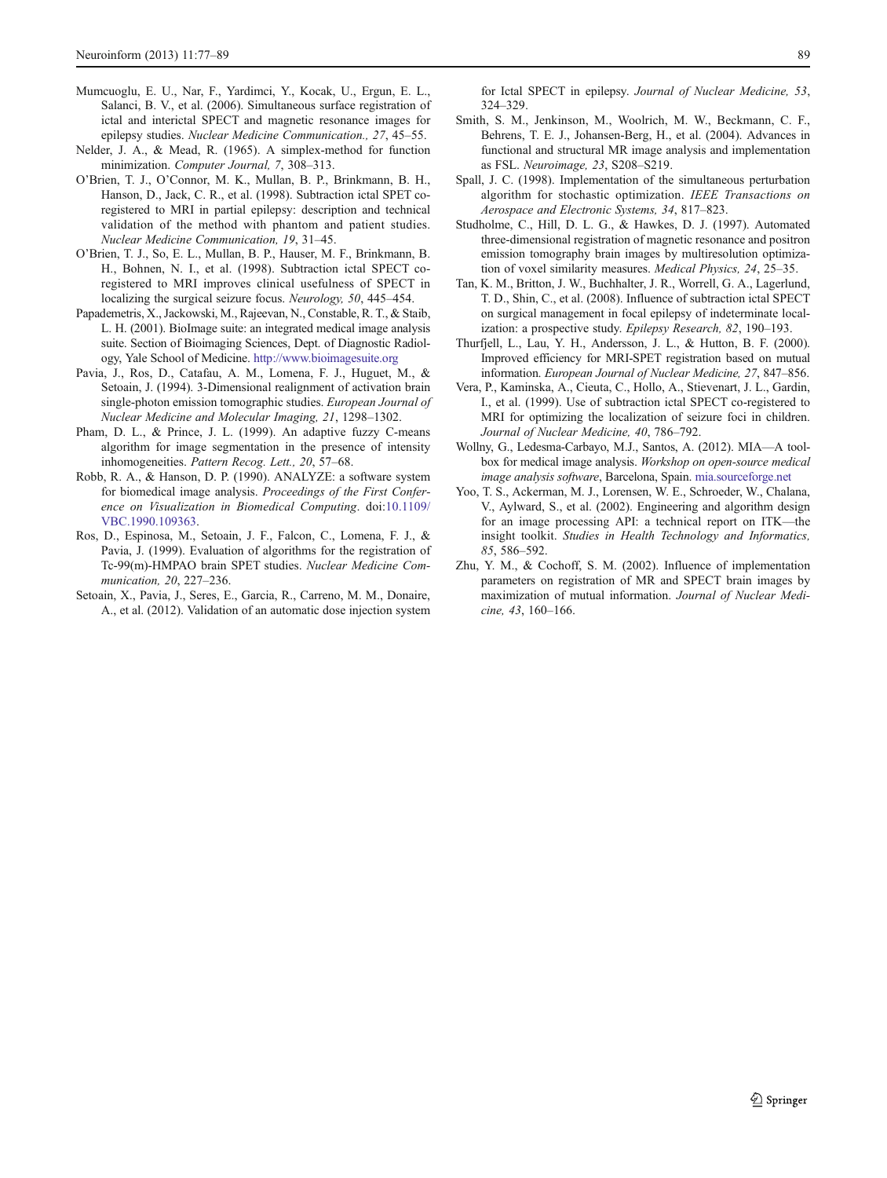Mumcuoglu, E. U., Nar, F., Yardimci, Y., Kocak, U., Ergun, E. L., Salanci, B. V., et al. (2006). Simultaneous surface registration of ictal and interictal SPECT and magnetic resonance images for epilepsy studies. *Nuclear Medicine Communication., 27*, 45–55.

Nelder, J. A., & Mead, R. (1965). A simplex-method for function minimization. *Computer Journal, 7*, 308–313.

O'Brien, T. J., O'Connor, M. K., Mullan, B. P., Brinkmann, B. H., Hanson, D., Jack, C. R., et al. (1998). Subtraction ictal SPET co-registered to MRI in partial epilepsy: description and technical validation of the method with phantom and patient studies. *Nuclear Medicine Communication, 19*, 31–45.

O'Brien, T. J., So, E. L., Mullan, B. P., Hauser, M. F., Brinkmann, B. H., Bohnen, N. I., et al. (1998). Subtraction ictal SPECT co-registered to MRI improves clinical usefulness of SPECT in localizing the surgical seizure focus. *Neurology, 50*, 445–454.

Papademetris, X., Jackowski, M., Rajeevan, N., Constable, R. T., & Staib, L. H. (2001). BioImage suite: an integrated medical image analysis suite. Section of Bioimaging Sciences, Dept. of Diagnostic Radiology, Yale School of Medicine. http://www.bioimagesuite.org

Pavia, J., Ros, D., Catafau, A. M., Lomena, F. J., Huguet, M., & Setoain, J. (1994). 3-Dimensional realignment of activation brain single-photon emission tomographic studies. *European Journal of Nuclear Medicine and Molecular Imaging, 21*, 1298–1302.

Pham, D. L., & Prince, J. L. (1999). An adaptive fuzzy C-means algorithm for image segmentation in the presence of intensity inhomogeneities. *Pattern Recog. Lett., 20*, 57–68.

Robb, R. A., & Hanson, D. P. (1990). ANALYZE: a software system for biomedical image analysis. *Proceedings of the First Conference on Visualization in Biomedical Computing*. doi:10.1109/VBC.1990.109363.

Ros, D., Espinosa, M., Setoain, J. F., Falcon, C., Lomena, F. J., & Pavia, J. (1999). Evaluation of algorithms for the registration of Tc-99(m)-HMPAO brain SPET studies. *Nuclear Medicine Communication, 20*, 227–236.

Setoain, X., Pavia, J., Seres, E., Garcia, R., Carreno, M. M., Donaire, A., et al. (2012). Validation of an automatic dose injection system for Ictal SPECT in epilepsy. *Journal of Nuclear Medicine, 53*, 324–329.

Smith, S. M., Jenkinson, M., Woolrich, M. W., Beckmann, C. F., Behrens, T. E. J., Johansen-Berg, H., et al. (2004). Advances in functional and structural MR image analysis and implementation as FSL. *Neuroimage, 23*, S208–S219.

Spall, J. C. (1998). Implementation of the simultaneous perturbation algorithm for stochastic optimization. *IEEE Transactions on Aerospace and Electronic Systems, 34*, 817–823.

Studholme, C., Hill, D. L. G., & Hawkes, D. J. (1997). Automated three-dimensional registration of magnetic resonance and positron emission tomography brain images by multiresolution optimization of voxel similarity measures. *Medical Physics, 24*, 25–35.

Tan, K. M., Britton, J. W., Buchhalter, J. R., Worrell, G. A., Lagerlund, T. D., Shin, C., et al. (2008). Influence of subtraction ictal SPECT on surgical management in focal epilepsy of indeterminate localization: a prospective study. *Epilepsy Research, 82*, 190–193.

Thurfjell, L., Lau, Y. H., Andersson, J. L., & Hutton, B. F. (2000). Improved efficiency for MRI-SPET registration based on mutual information. *European Journal of Nuclear Medicine, 27*, 847–856.

Vera, P., Kaminska, A., Cieuta, C., Hollo, A., Stievenart, J. L., Gardin, I., et al. (1999). Use of subtraction ictal SPECT co-registered to MRI for optimizing the localization of seizure foci in children. *Journal of Nuclear Medicine, 40*, 786–792.

Wollny, G., Ledesma-Carbayo, M.J., Santos, A. (2012). MIA—A toolbox for medical image analysis. *Workshop on open-source medical image analysis software*, Barcelona, Spain. mia.sourceforge.net

Yoo, T. S., Ackerman, M. J., Lorensen, W. E., Schroeder, W., Chalana, V., Aylward, S., et al. (2002). Engineering and algorithm design for an image processing API: a technical report on ITK—the insight toolkit. *Studies in Health Technology and Informatics, 85*, 586–592.

Zhu, Y. M., & Cochoff, S. M. (2002). Influence of implementation parameters on registration of MR and SPECT brain images by maximization of mutual information. *Journal of Nuclear Medicine, 43*, 160–166.